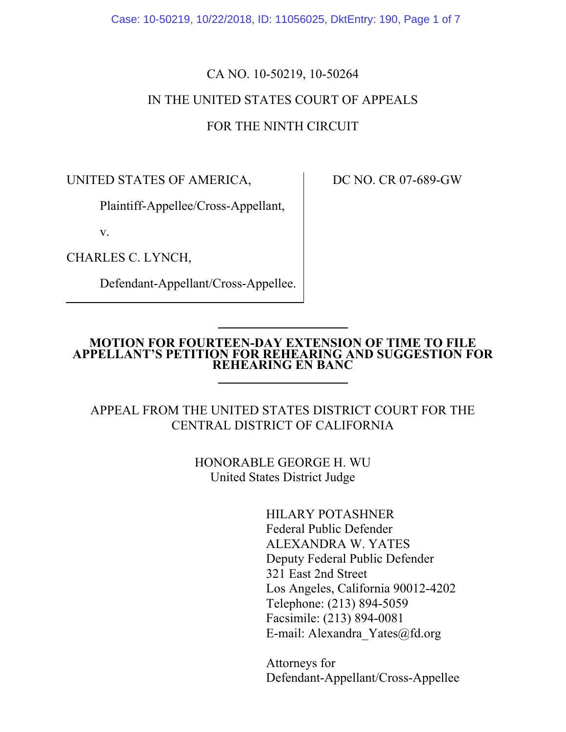CA NO. 10-50219, 10-50264

IN THE UNITED STATES COURT OF APPEALS

FOR THE NINTH CIRCUIT

UNITED STATES OF AMERICA,

Plaintiff-Appellee/Cross-Appellant,

v.

CHARLES C. LYNCH,

Defendant-Appellant/Cross-Appellee.

DC NO. CR 07-689-GW

---

**MOTION FOR FOURTEEN-DAY EXTENSION OF TIME TO FILE APPELLANT'S PETITION FOR REHEARING AND SUGGESTION FOR REHEARING EN BANC**

---

APPEAL FROM THE UNITED STATES DISTRICT COURT FOR THE CENTRAL DISTRICT OF CALIFORNIA

HONORABLE GEORGE H. WU
United States District Judge

HILARY POTASHNER
Federal Public Defender
ALEXANDRA W. YATES
Deputy Federal Public Defender
321 East 2nd Street
Los Angeles, California 90012-4202
Telephone: (213) 894-5059
Facsimile: (213) 894-0081
E-mail: Alexandra_Yates@fd.org

Attorneys for
Defendant-Appellant/Cross-Appellee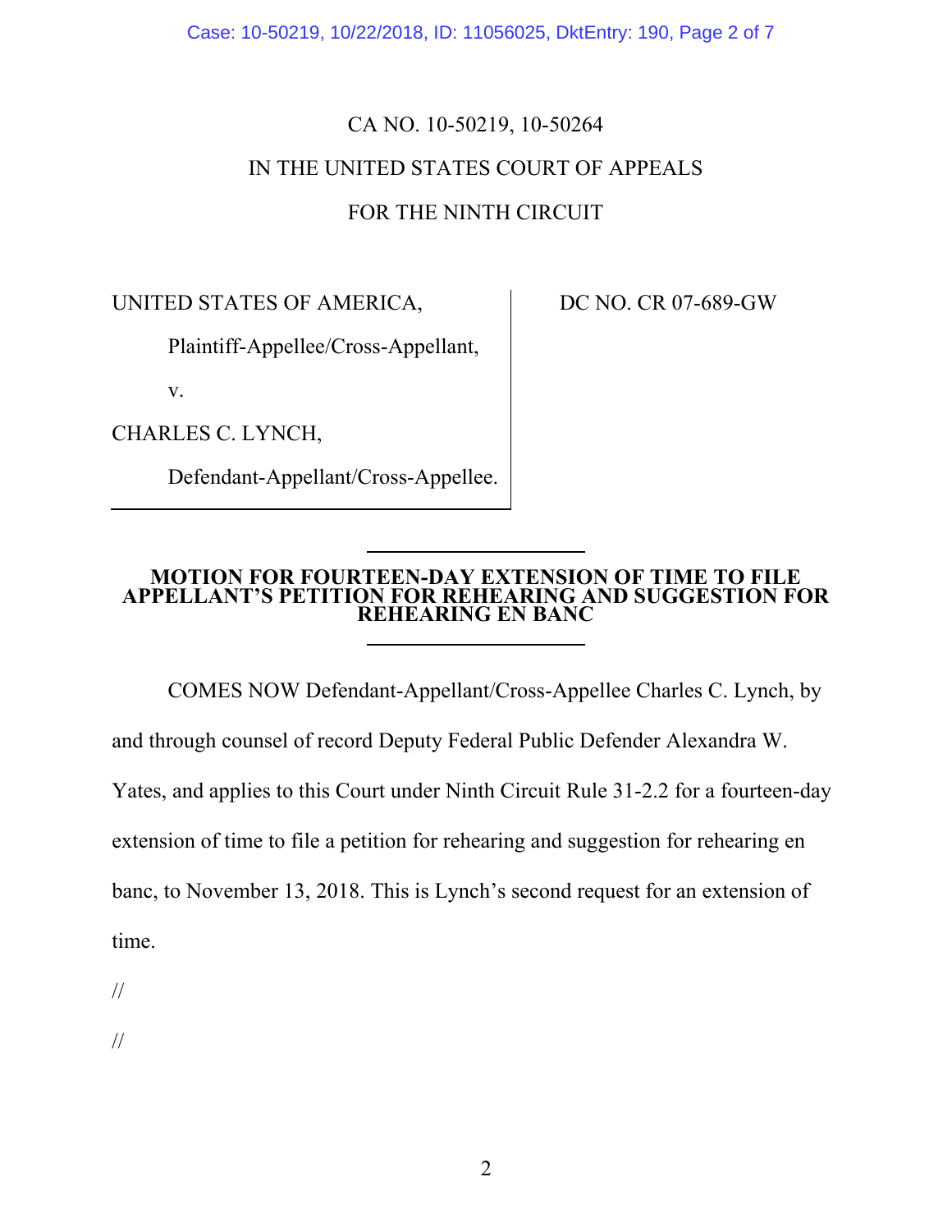CA NO. 10-50219, 10-50264

IN THE UNITED STATES COURT OF APPEALS

FOR THE NINTH CIRCUIT

| | |
|---|---|
| UNITED STATES OF AMERICA,<br><br>Plaintiff-Appellee/Cross-Appellant,<br><br>v.<br><br>CHARLES C. LYNCH,<br><br>Defendant-Appellant/Cross-Appellee. | DC NO. CR 07-689-GW |

**MOTION FOR FOURTEEN-DAY EXTENSION OF TIME TO FILE APPELLANT'S PETITION FOR REHEARING AND SUGGESTION FOR REHEARING EN BANC**

COMES NOW Defendant-Appellant/Cross-Appellee Charles C. Lynch, by and through counsel of record Deputy Federal Public Defender Alexandra W. Yates, and applies to this Court under Ninth Circuit Rule 31-2.2 for a fourteen-day extension of time to file a petition for rehearing and suggestion for rehearing en banc, to November 13, 2018. This is Lynch's second request for an extension of time.

//

//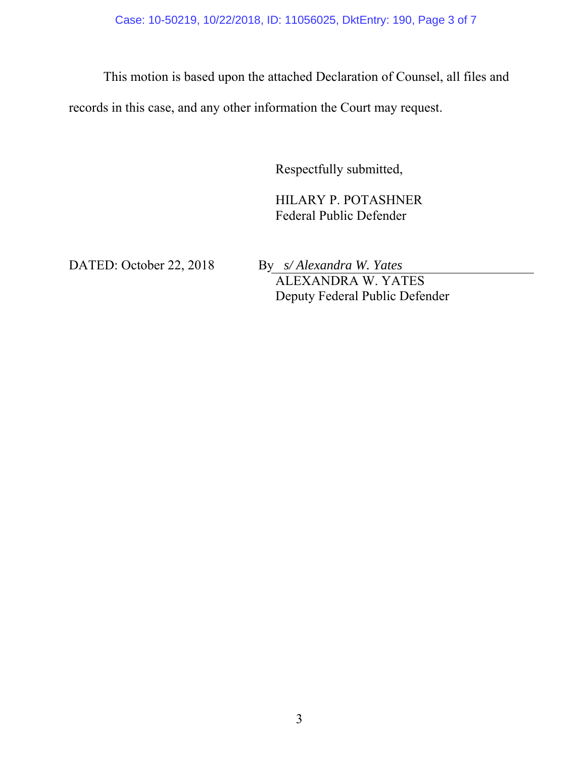This motion is based upon the attached Declaration of Counsel, all files and records in this case, and any other information the Court may request.

Respectfully submitted,

HILARY P. POTASHNER
Federal Public Defender

DATED: October 22, 2018

By *s/ Alexandra W. Yates*
ALEXANDRA W. YATES
Deputy Federal Public Defender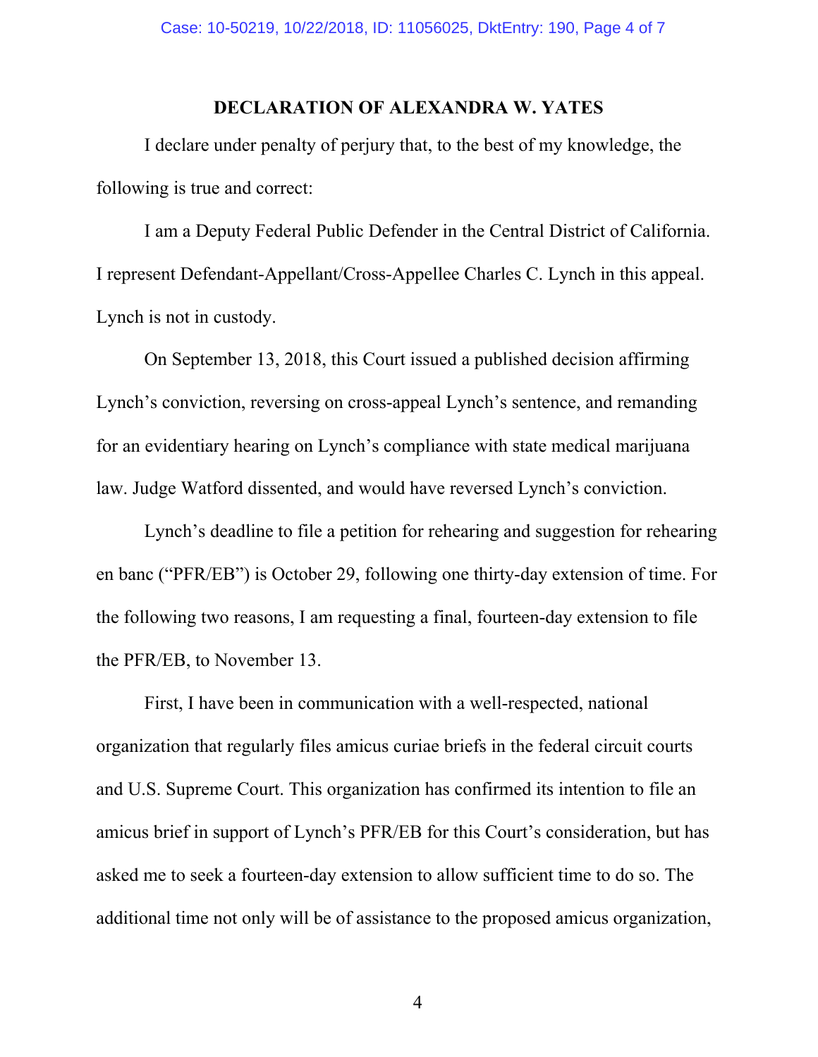## DECLARATION OF ALEXANDRA W. YATES

I declare under penalty of perjury that, to the best of my knowledge, the following is true and correct:

I am a Deputy Federal Public Defender in the Central District of California. I represent Defendant-Appellant/Cross-Appellee Charles C. Lynch in this appeal. Lynch is not in custody.

On September 13, 2018, this Court issued a published decision affirming Lynch's conviction, reversing on cross-appeal Lynch's sentence, and remanding for an evidentiary hearing on Lynch's compliance with state medical marijuana law. Judge Watford dissented, and would have reversed Lynch's conviction.

Lynch's deadline to file a petition for rehearing and suggestion for rehearing en banc ("PFR/EB") is October 29, following one thirty-day extension of time. For the following two reasons, I am requesting a final, fourteen-day extension to file the PFR/EB, to November 13.

First, I have been in communication with a well-respected, national organization that regularly files amicus curiae briefs in the federal circuit courts and U.S. Supreme Court. This organization has confirmed its intention to file an amicus brief in support of Lynch's PFR/EB for this Court's consideration, but has asked me to seek a fourteen-day extension to allow sufficient time to do so. The additional time not only will be of assistance to the proposed amicus organization,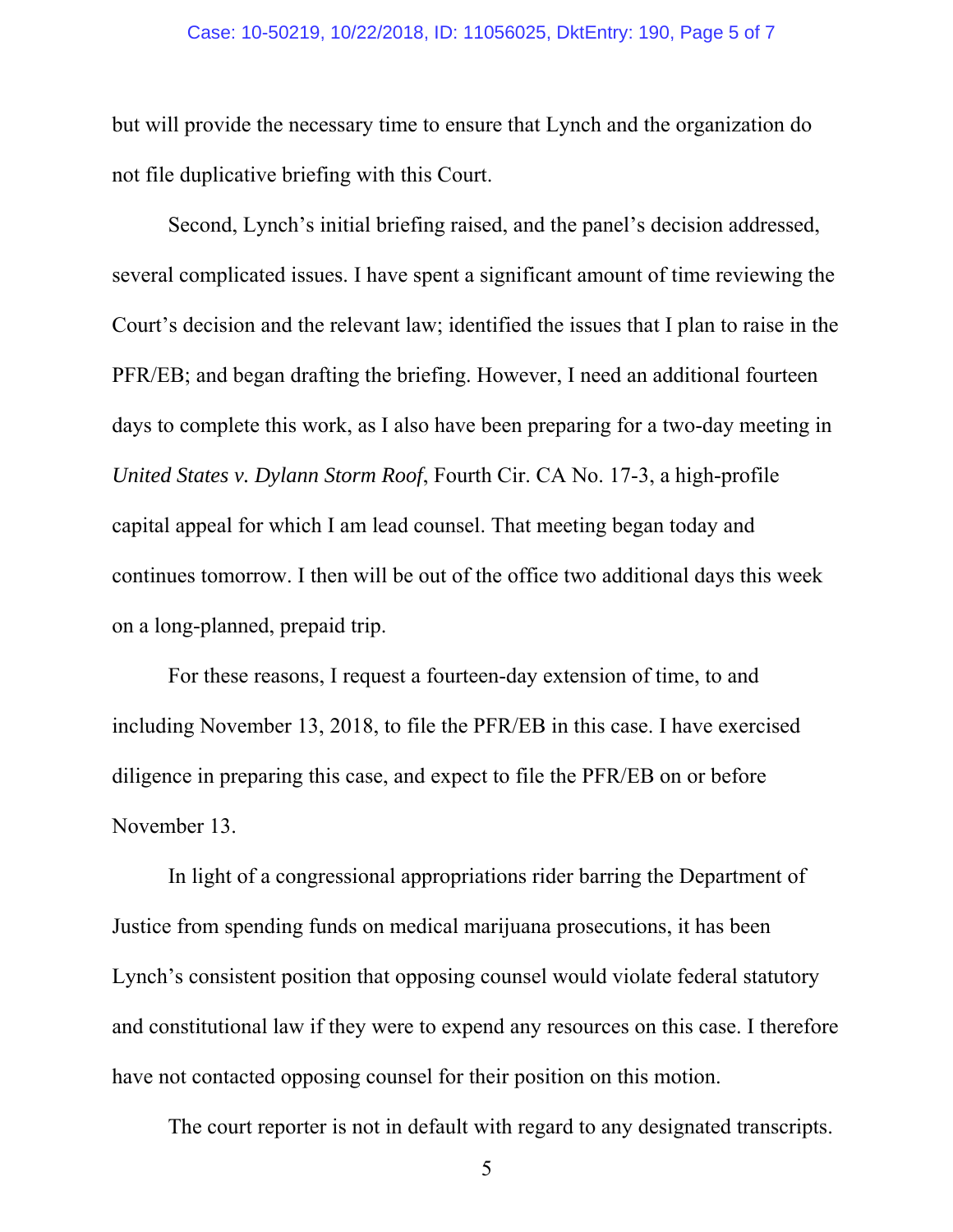but will provide the necessary time to ensure that Lynch and the organization do not file duplicative briefing with this Court.

Second, Lynch's initial briefing raised, and the panel's decision addressed, several complicated issues. I have spent a significant amount of time reviewing the Court's decision and the relevant law; identified the issues that I plan to raise in the PFR/EB; and began drafting the briefing. However, I need an additional fourteen days to complete this work, as I also have been preparing for a two-day meeting in *United States v. Dylann Storm Roof*, Fourth Cir. CA No. 17-3, a high-profile capital appeal for which I am lead counsel. That meeting began today and continues tomorrow. I then will be out of the office two additional days this week on a long-planned, prepaid trip.

For these reasons, I request a fourteen-day extension of time, to and including November 13, 2018, to file the PFR/EB in this case. I have exercised diligence in preparing this case, and expect to file the PFR/EB on or before November 13.

In light of a congressional appropriations rider barring the Department of Justice from spending funds on medical marijuana prosecutions, it has been Lynch's consistent position that opposing counsel would violate federal statutory and constitutional law if they were to expend any resources on this case. I therefore have not contacted opposing counsel for their position on this motion.

The court reporter is not in default with regard to any designated transcripts.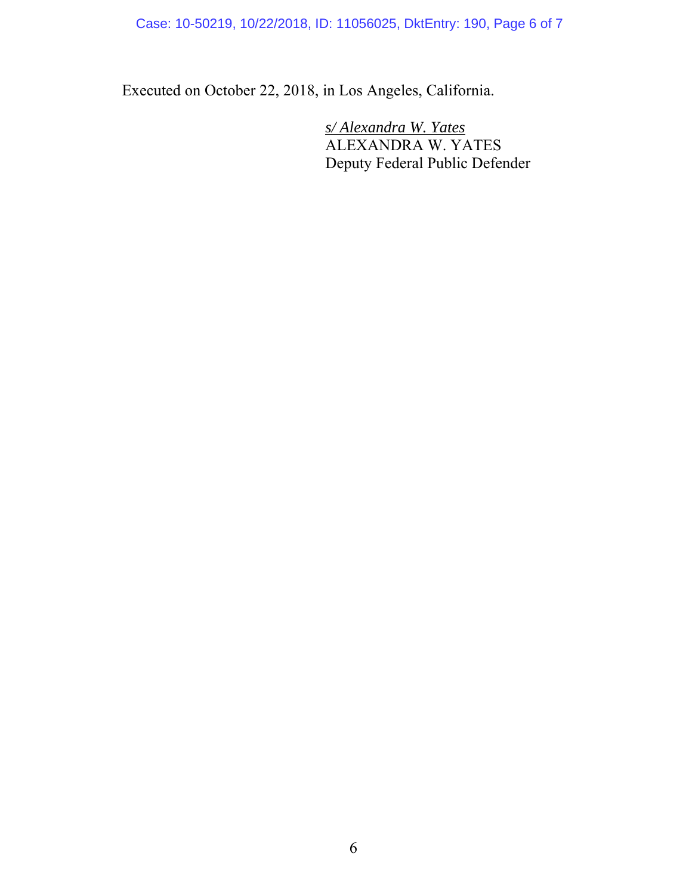Executed on October 22, 2018, in Los Angeles, California.

*s/ Alexandra W. Yates*
ALEXANDRA W. YATES
Deputy Federal Public Defender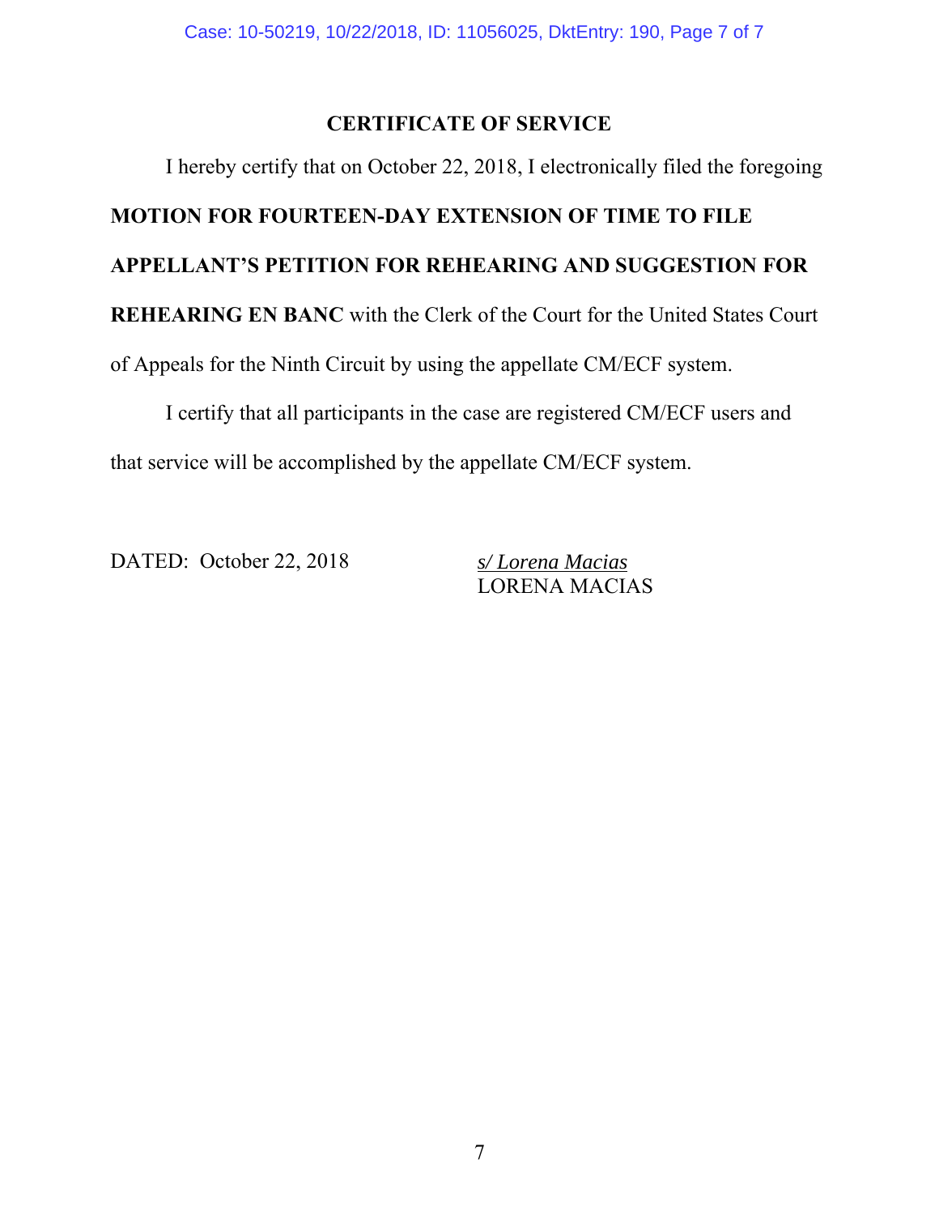## CERTIFICATE OF SERVICE

I hereby certify that on October 22, 2018, I electronically filed the foregoing **MOTION FOR FOURTEEN-DAY EXTENSION OF TIME TO FILE APPELLANT'S PETITION FOR REHEARING AND SUGGESTION FOR REHEARING EN BANC** with the Clerk of the Court for the United States Court of Appeals for the Ninth Circuit by using the appellate CM/ECF system.

I certify that all participants in the case are registered CM/ECF users and that service will be accomplished by the appellate CM/ECF system.

DATED: October 22, 2018

*s/ Lorena Macias*
LORENA MACIAS